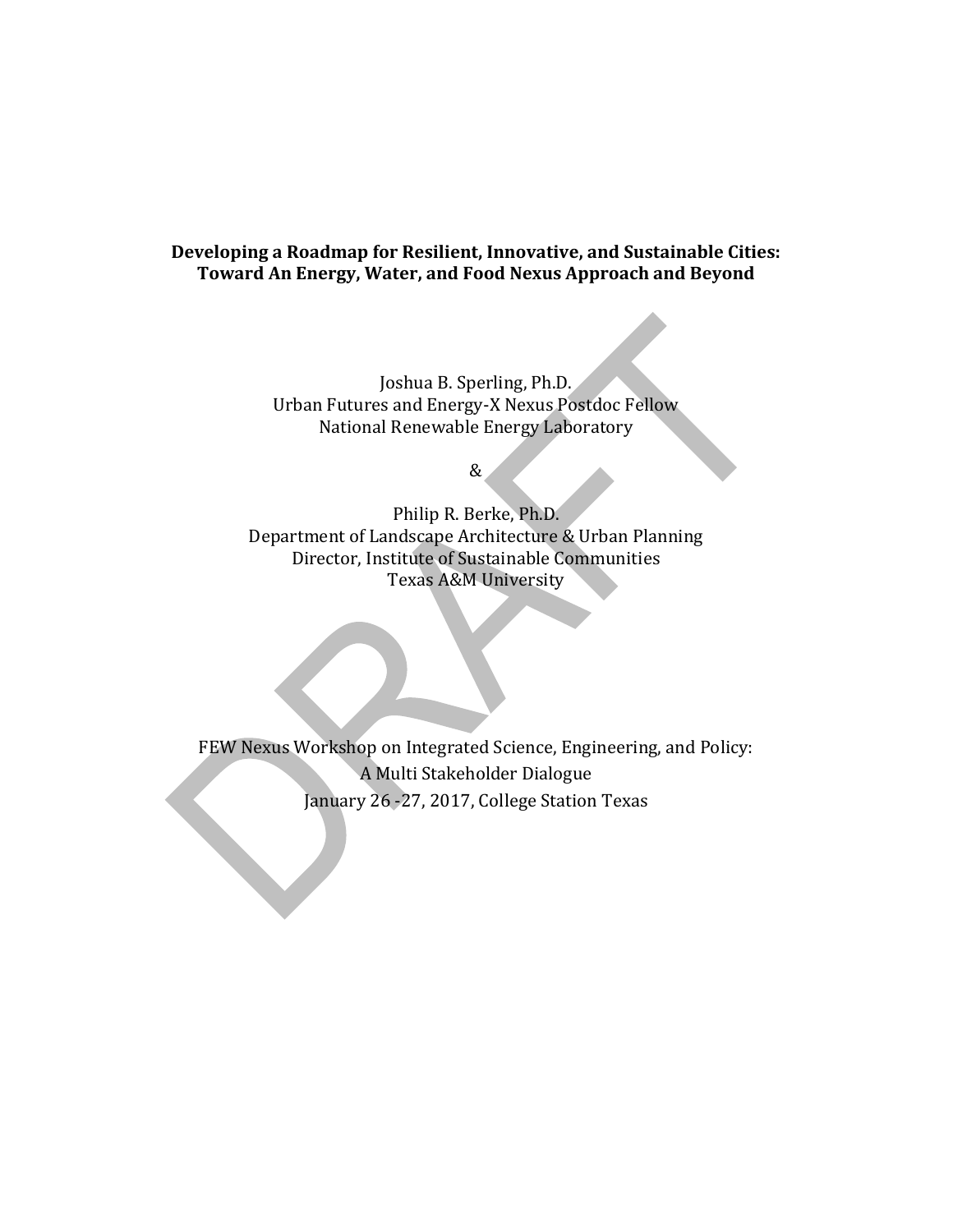# Developing a Roadmap for Resilient, Innovative, and Sustainable Cities: Toward An Energy, Water, and Food Nexus Approach and Beyond

Joshua B. Sperling, Ph.D.
Urban Futures and Energy-X Nexus Postdoc Fellow
National Renewable Energy Laboratory

&

Philip R. Berke, Ph.D.
Department of Landscape Architecture & Urban Planning
Director, Institute of Sustainable Communities
Texas A&M University

FEW Nexus Workshop on Integrated Science, Engineering, and Policy:
A Multi Stakeholder Dialogue
January 26 -27, 2017, College Station Texas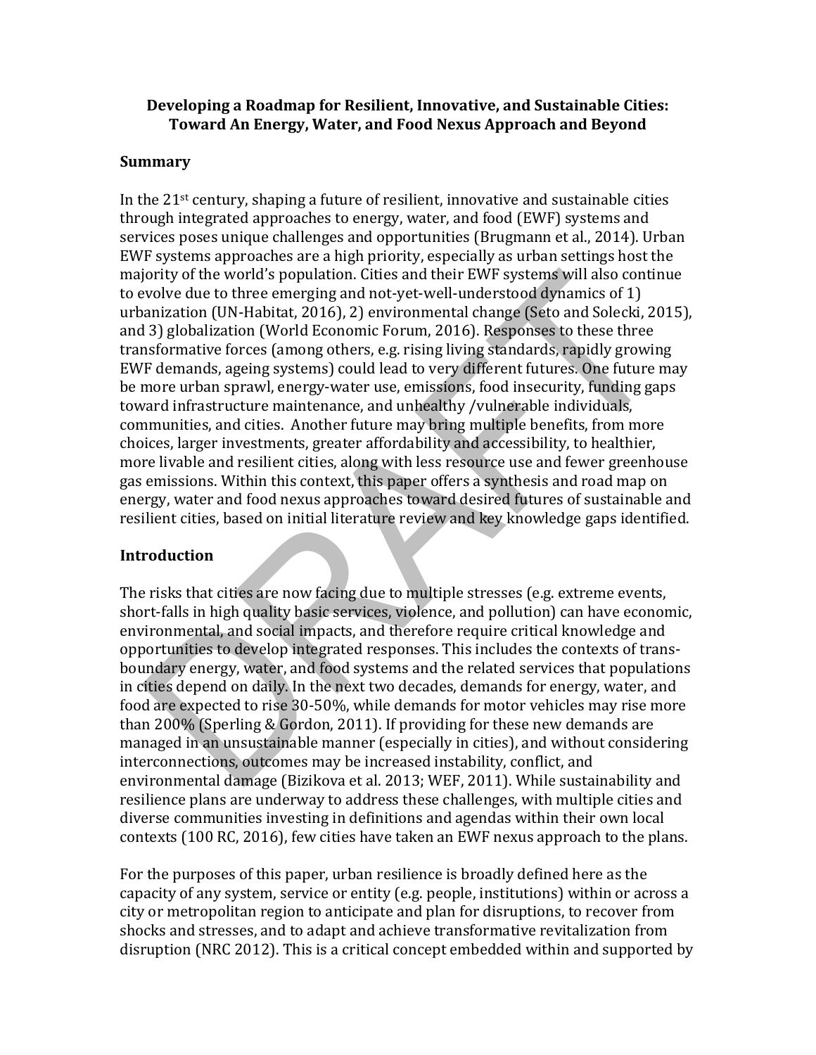**Developing a Roadmap for Resilient, Innovative, and Sustainable Cities: Toward An Energy, Water, and Food Nexus Approach and Beyond**

## Summary

In the 21st century, shaping a future of resilient, innovative and sustainable cities through integrated approaches to energy, water, and food (EWF) systems and services poses unique challenges and opportunities (Brugmann et al., 2014). Urban EWF systems approaches are a high priority, especially as urban settings host the majority of the world's population. Cities and their EWF systems will also continue to evolve due to three emerging and not-yet-well-understood dynamics of 1) urbanization (UN-Habitat, 2016), 2) environmental change (Seto and Solecki, 2015), and 3) globalization (World Economic Forum, 2016). Responses to these three transformative forces (among others, e.g. rising living standards, rapidly growing EWF demands, ageing systems) could lead to very different futures. One future may be more urban sprawl, energy-water use, emissions, food insecurity, funding gaps toward infrastructure maintenance, and unhealthy /vulnerable individuals, communities, and cities. Another future may bring multiple benefits, from more choices, larger investments, greater affordability and accessibility, to healthier, more livable and resilient cities, along with less resource use and fewer greenhouse gas emissions. Within this context, this paper offers a synthesis and road map on energy, water and food nexus approaches toward desired futures of sustainable and resilient cities, based on initial literature review and key knowledge gaps identified.

## Introduction

The risks that cities are now facing due to multiple stresses (e.g. extreme events, short-falls in high quality basic services, violence, and pollution) can have economic, environmental, and social impacts, and therefore require critical knowledge and opportunities to develop integrated responses. This includes the contexts of trans-boundary energy, water, and food systems and the related services that populations in cities depend on daily. In the next two decades, demands for energy, water, and food are expected to rise 30-50%, while demands for motor vehicles may rise more than 200% (Sperling & Gordon, 2011). If providing for these new demands are managed in an unsustainable manner (especially in cities), and without considering interconnections, outcomes may be increased instability, conflict, and environmental damage (Bizikova et al. 2013; WEF, 2011). While sustainability and resilience plans are underway to address these challenges, with multiple cities and diverse communities investing in definitions and agendas within their own local contexts (100 RC, 2016), few cities have taken an EWF nexus approach to the plans.

For the purposes of this paper, urban resilience is broadly defined here as the capacity of any system, service or entity (e.g. people, institutions) within or across a city or metropolitan region to anticipate and plan for disruptions, to recover from shocks and stresses, and to adapt and achieve transformative revitalization from disruption (NRC 2012). This is a critical concept embedded within and supported by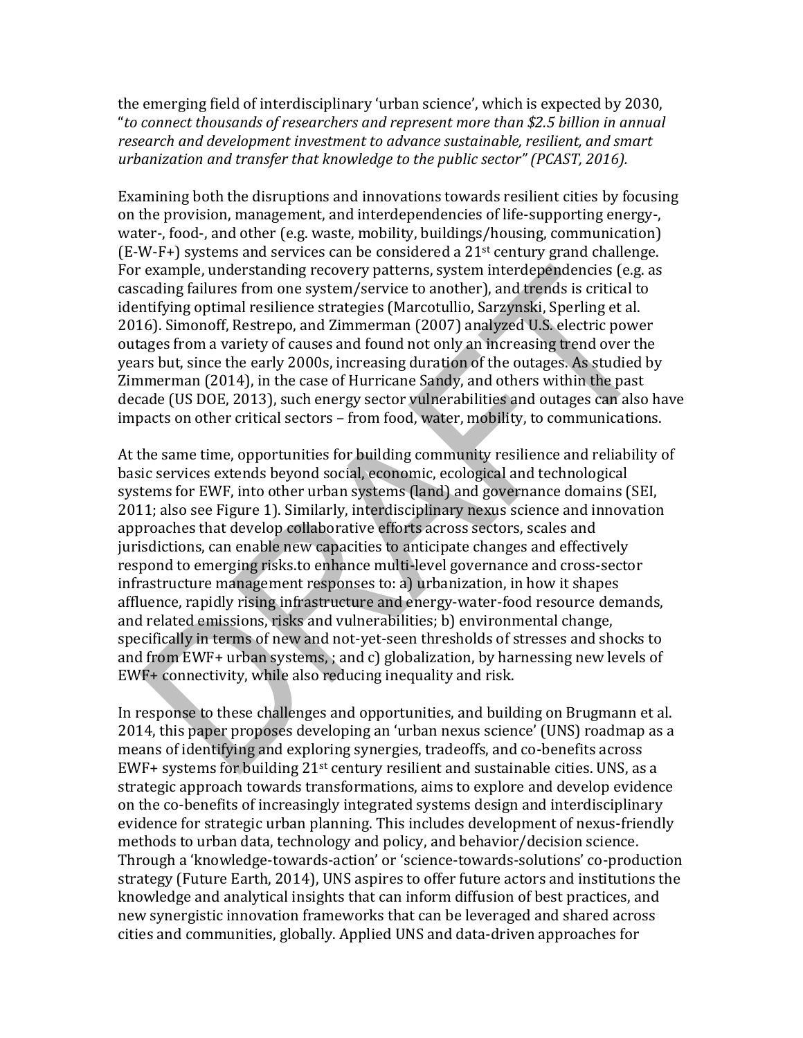the emerging field of interdisciplinary 'urban science', which is expected by 2030, "*to connect thousands of researchers and represent more than $2.5 billion in annual research and development investment to advance sustainable, resilient, and smart urbanization and transfer that knowledge to the public sector" (PCAST, 2016).*

Examining both the disruptions and innovations towards resilient cities by focusing on the provision, management, and interdependencies of life-supporting energy-, water-, food-, and other (e.g. waste, mobility, buildings/housing, communication) (E-W-F+) systems and services can be considered a 21st century grand challenge. For example, understanding recovery patterns, system interdependencies (e.g. as cascading failures from one system/service to another), and trends is critical to identifying optimal resilience strategies (Marcotullio, Sarzynski, Sperling et al. 2016). Simonoff, Restrepo, and Zimmerman (2007) analyzed U.S. electric power outages from a variety of causes and found not only an increasing trend over the years but, since the early 2000s, increasing duration of the outages. As studied by Zimmerman (2014), in the case of Hurricane Sandy, and others within the past decade (US DOE, 2013), such energy sector vulnerabilities and outages can also have impacts on other critical sectors – from food, water, mobility, to communications.

At the same time, opportunities for building community resilience and reliability of basic services extends beyond social, economic, ecological and technological systems for EWF, into other urban systems (land) and governance domains (SEI, 2011; also see Figure 1). Similarly, interdisciplinary nexus science and innovation approaches that develop collaborative efforts across sectors, scales and jurisdictions, can enable new capacities to anticipate changes and effectively respond to emerging risks.to enhance multi-level governance and cross-sector infrastructure management responses to: a) urbanization, in how it shapes affluence, rapidly rising infrastructure and energy-water-food resource demands, and related emissions, risks and vulnerabilities; b) environmental change, specifically in terms of new and not-yet-seen thresholds of stresses and shocks to and from EWF+ urban systems, ; and c) globalization, by harnessing new levels of EWF+ connectivity, while also reducing inequality and risk.

In response to these challenges and opportunities, and building on Brugmann et al. 2014, this paper proposes developing an 'urban nexus science' (UNS) roadmap as a means of identifying and exploring synergies, tradeoffs, and co-benefits across EWF+ systems for building 21st century resilient and sustainable cities. UNS, as a strategic approach towards transformations, aims to explore and develop evidence on the co-benefits of increasingly integrated systems design and interdisciplinary evidence for strategic urban planning. This includes development of nexus-friendly methods to urban data, technology and policy, and behavior/decision science. Through a 'knowledge-towards-action' or 'science-towards-solutions' co-production strategy (Future Earth, 2014), UNS aspires to offer future actors and institutions the knowledge and analytical insights that can inform diffusion of best practices, and new synergistic innovation frameworks that can be leveraged and shared across cities and communities, globally. Applied UNS and data-driven approaches for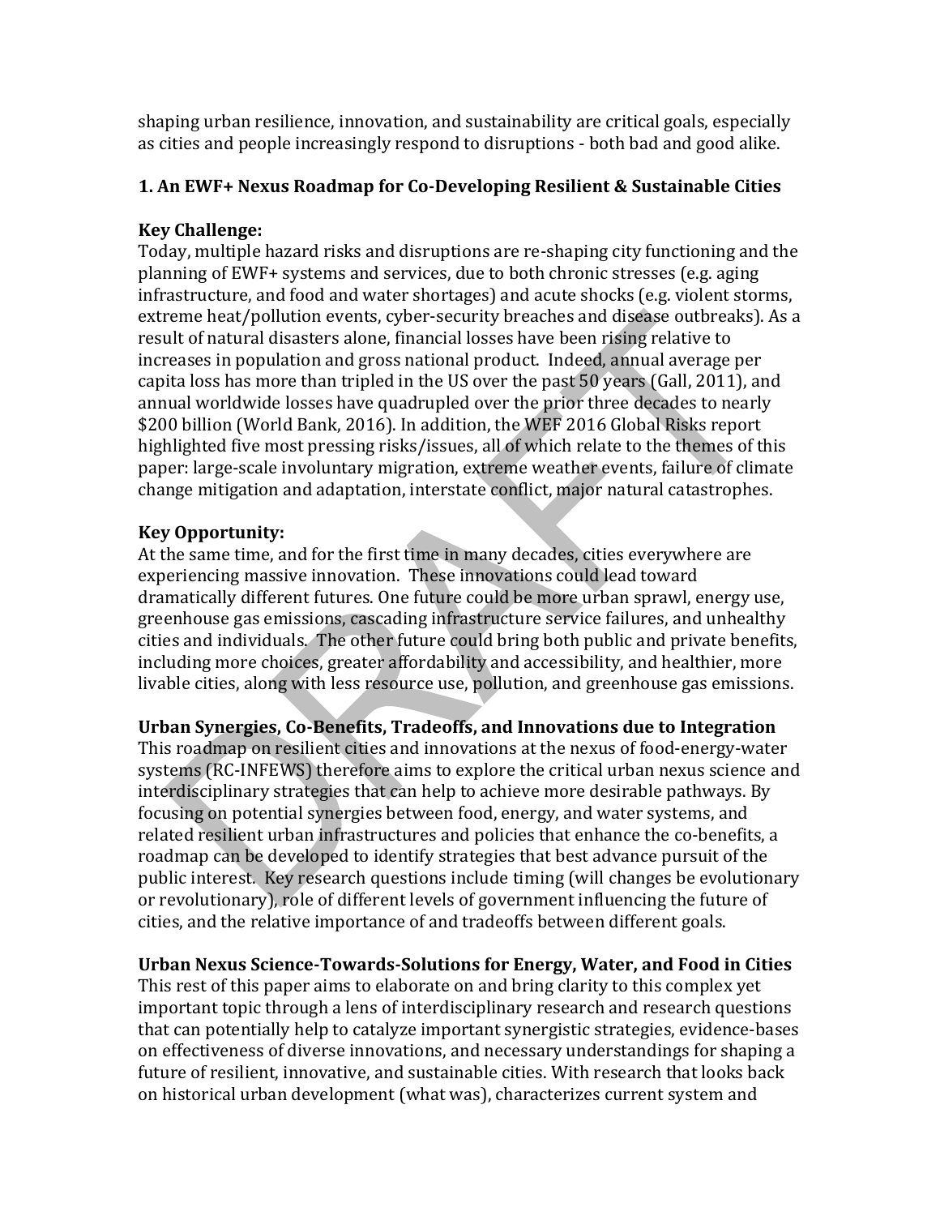shaping urban resilience, innovation, and sustainability are critical goals, especially as cities and people increasingly respond to disruptions - both bad and good alike.

### 1. An EWF+ Nexus Roadmap for Co-Developing Resilient & Sustainable Cities

**Key Challenge:**
Today, multiple hazard risks and disruptions are re-shaping city functioning and the planning of EWF+ systems and services, due to both chronic stresses (e.g. aging infrastructure, and food and water shortages) and acute shocks (e.g. violent storms, extreme heat/pollution events, cyber-security breaches and disease outbreaks). As a result of natural disasters alone, financial losses have been rising relative to increases in population and gross national product. Indeed, annual average per capita loss has more than tripled in the US over the past 50 years (Gall, 2011), and annual worldwide losses have quadrupled over the prior three decades to nearly $200 billion (World Bank, 2016). In addition, the WEF 2016 Global Risks report highlighted five most pressing risks/issues, all of which relate to the themes of this paper: large-scale involuntary migration, extreme weather events, failure of climate change mitigation and adaptation, interstate conflict, major natural catastrophes.

**Key Opportunity:**
At the same time, and for the first time in many decades, cities everywhere are experiencing massive innovation. These innovations could lead toward dramatically different futures. One future could be more urban sprawl, energy use, greenhouse gas emissions, cascading infrastructure service failures, and unhealthy cities and individuals. The other future could bring both public and private benefits, including more choices, greater affordability and accessibility, and healthier, more livable cities, along with less resource use, pollution, and greenhouse gas emissions.

**Urban Synergies, Co-Benefits, Tradeoffs, and Innovations due to Integration**
This roadmap on resilient cities and innovations at the nexus of food-energy-water systems (RC-INFEWS) therefore aims to explore the critical urban nexus science and interdisciplinary strategies that can help to achieve more desirable pathways. By focusing on potential synergies between food, energy, and water systems, and related resilient urban infrastructures and policies that enhance the co-benefits, a roadmap can be developed to identify strategies that best advance pursuit of the public interest. Key research questions include timing (will changes be evolutionary or revolutionary), role of different levels of government influencing the future of cities, and the relative importance of and tradeoffs between different goals.

**Urban Nexus Science-Towards-Solutions for Energy, Water, and Food in Cities**
This rest of this paper aims to elaborate on and bring clarity to this complex yet important topic through a lens of interdisciplinary research and research questions that can potentially help to catalyze important synergistic strategies, evidence-bases on effectiveness of diverse innovations, and necessary understandings for shaping a future of resilient, innovative, and sustainable cities. With research that looks back on historical urban development (what was), characterizes current system and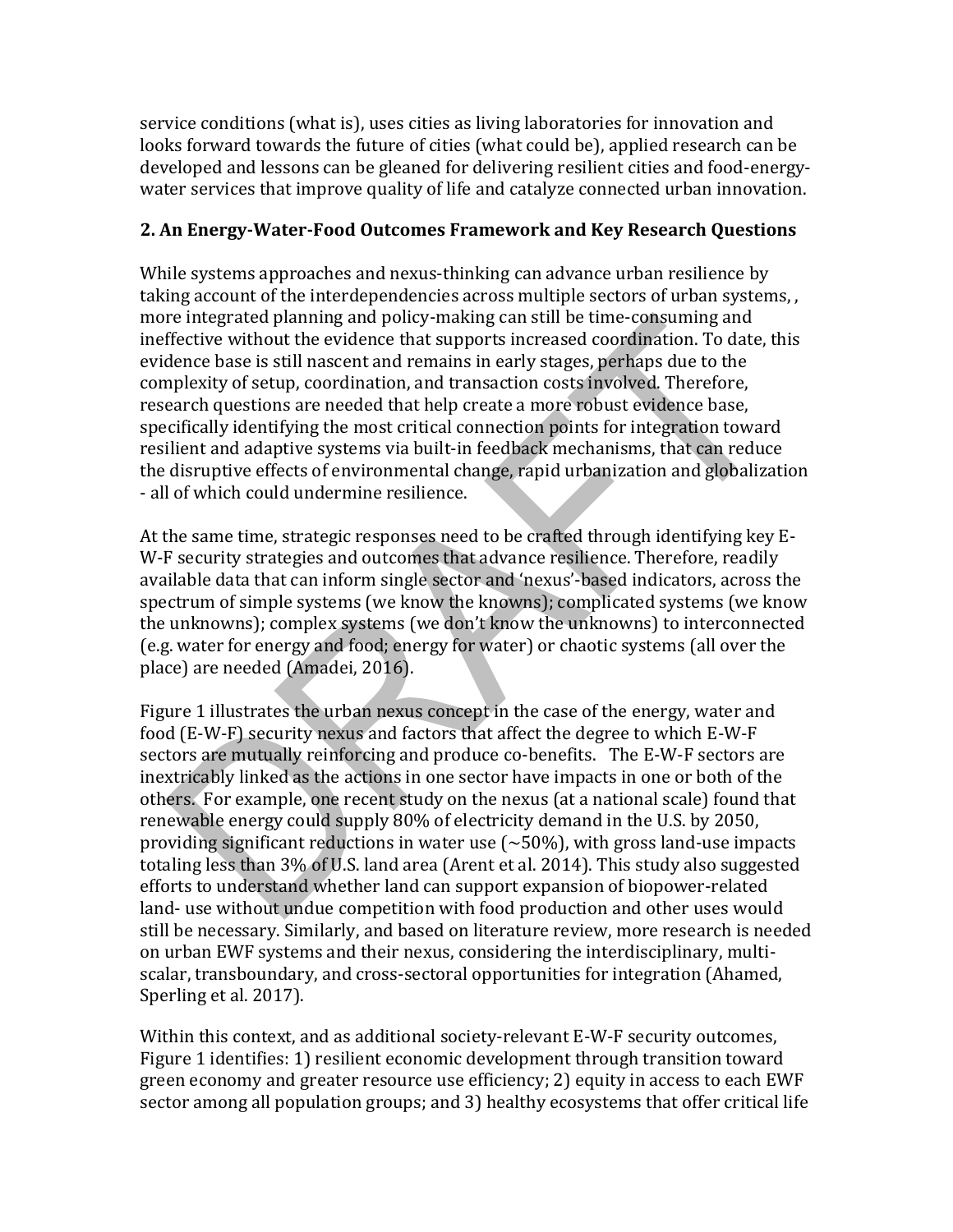service conditions (what is), uses cities as living laboratories for innovation and looks forward towards the future of cities (what could be), applied research can be developed and lessons can be gleaned for delivering resilient cities and food-energy-water services that improve quality of life and catalyze connected urban innovation.

## 2. An Energy-Water-Food Outcomes Framework and Key Research Questions

While systems approaches and nexus-thinking can advance urban resilience by taking account of the interdependencies across multiple sectors of urban systems, , more integrated planning and policy-making can still be time-consuming and ineffective without the evidence that supports increased coordination. To date, this evidence base is still nascent and remains in early stages, perhaps due to the complexity of setup, coordination, and transaction costs involved. Therefore, research questions are needed that help create a more robust evidence base, specifically identifying the most critical connection points for integration toward resilient and adaptive systems via built-in feedback mechanisms, that can reduce the disruptive effects of environmental change, rapid urbanization and globalization - all of which could undermine resilience.

At the same time, strategic responses need to be crafted through identifying key E-W-F security strategies and outcomes that advance resilience. Therefore, readily available data that can inform single sector and 'nexus'-based indicators, across the spectrum of simple systems (we know the knowns); complicated systems (we know the unknowns); complex systems (we don't know the unknowns) to interconnected (e.g. water for energy and food; energy for water) or chaotic systems (all over the place) are needed (Amadei, 2016).

Figure 1 illustrates the urban nexus concept in the case of the energy, water and food (E-W-F) security nexus and factors that affect the degree to which E-W-F sectors are mutually reinforcing and produce co-benefits. The E-W-F sectors are inextricably linked as the actions in one sector have impacts in one or both of the others. For example, one recent study on the nexus (at a national scale) found that renewable energy could supply 80% of electricity demand in the U.S. by 2050, providing significant reductions in water use (~50%), with gross land-use impacts totaling less than 3% of U.S. land area (Arent et al. 2014). This study also suggested efforts to understand whether land can support expansion of biopower-related land- use without undue competition with food production and other uses would still be necessary. Similarly, and based on literature review, more research is needed on urban EWF systems and their nexus, considering the interdisciplinary, multi-scalar, transboundary, and cross-sectoral opportunities for integration (Ahamed, Sperling et al. 2017).

Within this context, and as additional society-relevant E-W-F security outcomes, Figure 1 identifies: 1) resilient economic development through transition toward green economy and greater resource use efficiency; 2) equity in access to each EWF sector among all population groups; and 3) healthy ecosystems that offer critical life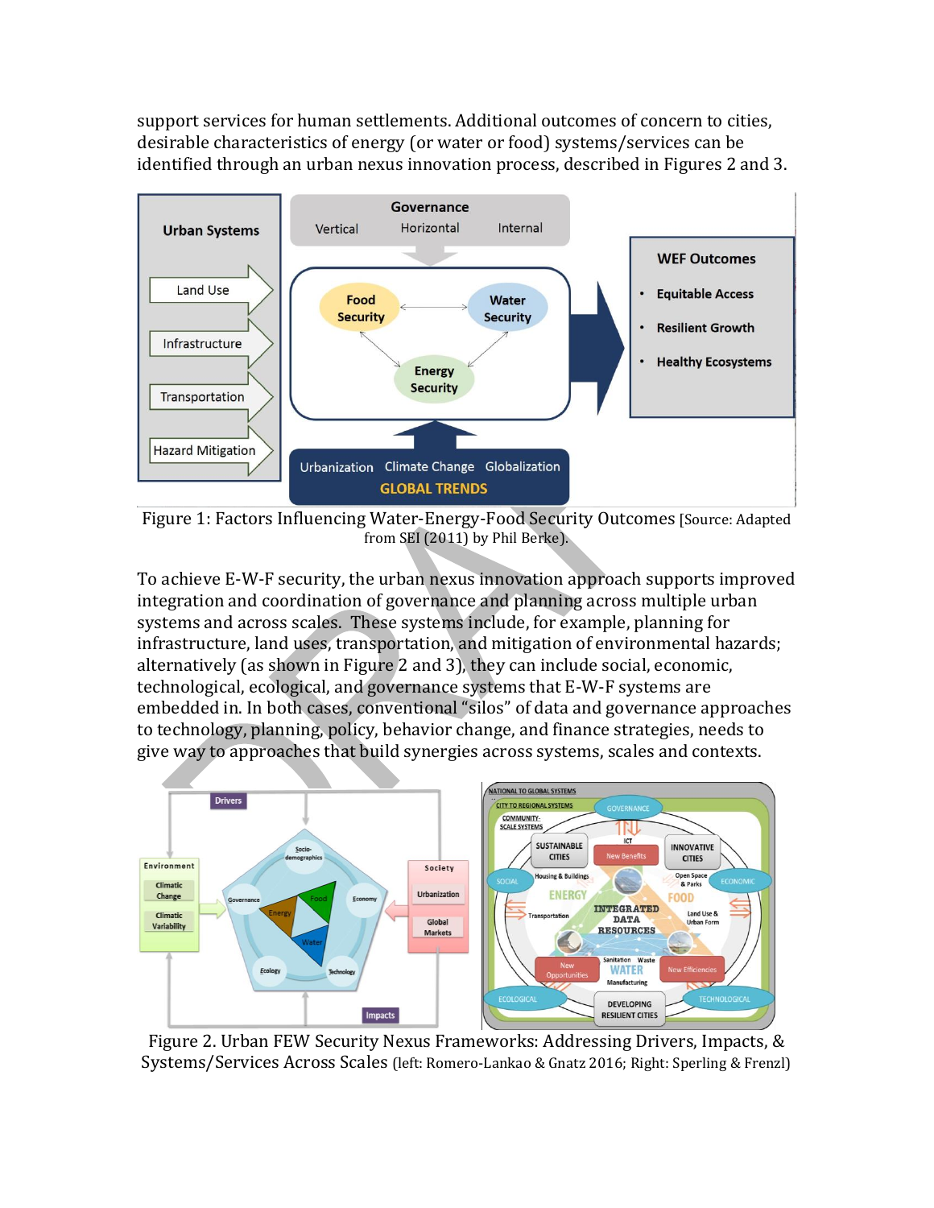support services for human settlements. Additional outcomes of concern to cities, desirable characteristics of energy (or water or food) systems/services can be identified through an urban nexus innovation process, described in Figures 2 and 3.

Figure 1: Factors Influencing Water-Energy-Food Security Outcomes [Source: Adapted from SEI (2011) by Phil Berke).

To achieve E-W-F security, the urban nexus innovation approach supports improved integration and coordination of governance and planning across multiple urban systems and across scales. These systems include, for example, planning for infrastructure, land uses, transportation, and mitigation of environmental hazards; alternatively (as shown in Figure 2 and 3), they can include social, economic, technological, ecological, and governance systems that E-W-F systems are embedded in. In both cases, conventional "silos" of data and governance approaches to technology, planning, policy, behavior change, and finance strategies, needs to give way to approaches that build synergies across systems, scales and contexts.

Figure 2. Urban FEW Security Nexus Frameworks: Addressing Drivers, Impacts, & Systems/Services Across Scales (left: Romero-Lankao & Gnatz 2016; Right: Sperling & Frenzl)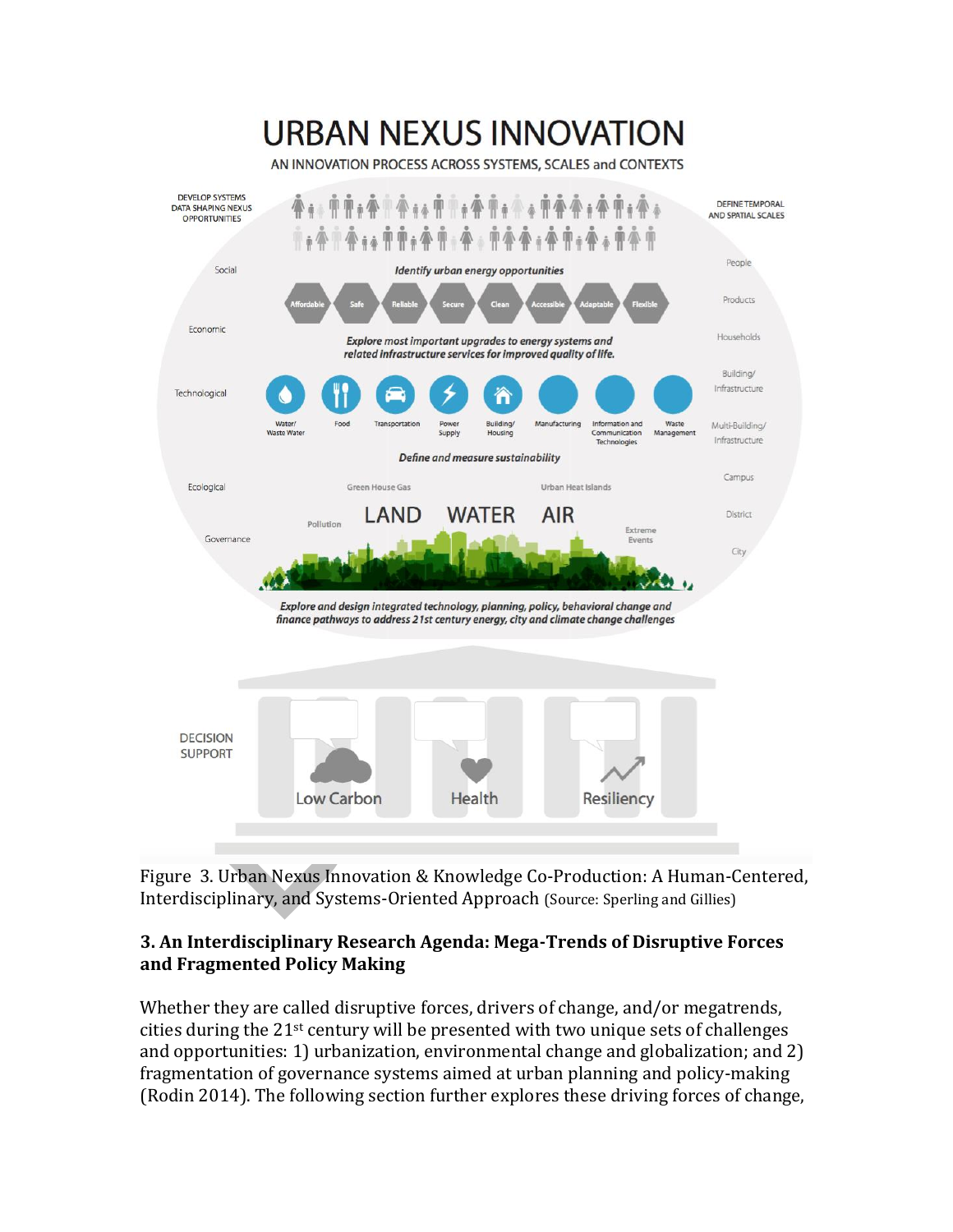Figure 3. Urban Nexus Innovation & Knowledge Co-Production: A Human-Centered, Interdisciplinary, and Systems-Oriented Approach (Source: Sperling and Gillies)

### 3. An Interdisciplinary Research Agenda: Mega-Trends of Disruptive Forces and Fragmented Policy Making

Whether they are called disruptive forces, drivers of change, and/or megatrends, cities during the 21st century will be presented with two unique sets of challenges and opportunities: 1) urbanization, environmental change and globalization; and 2) fragmentation of governance systems aimed at urban planning and policy-making (Rodin 2014). The following section further explores these driving forces of change,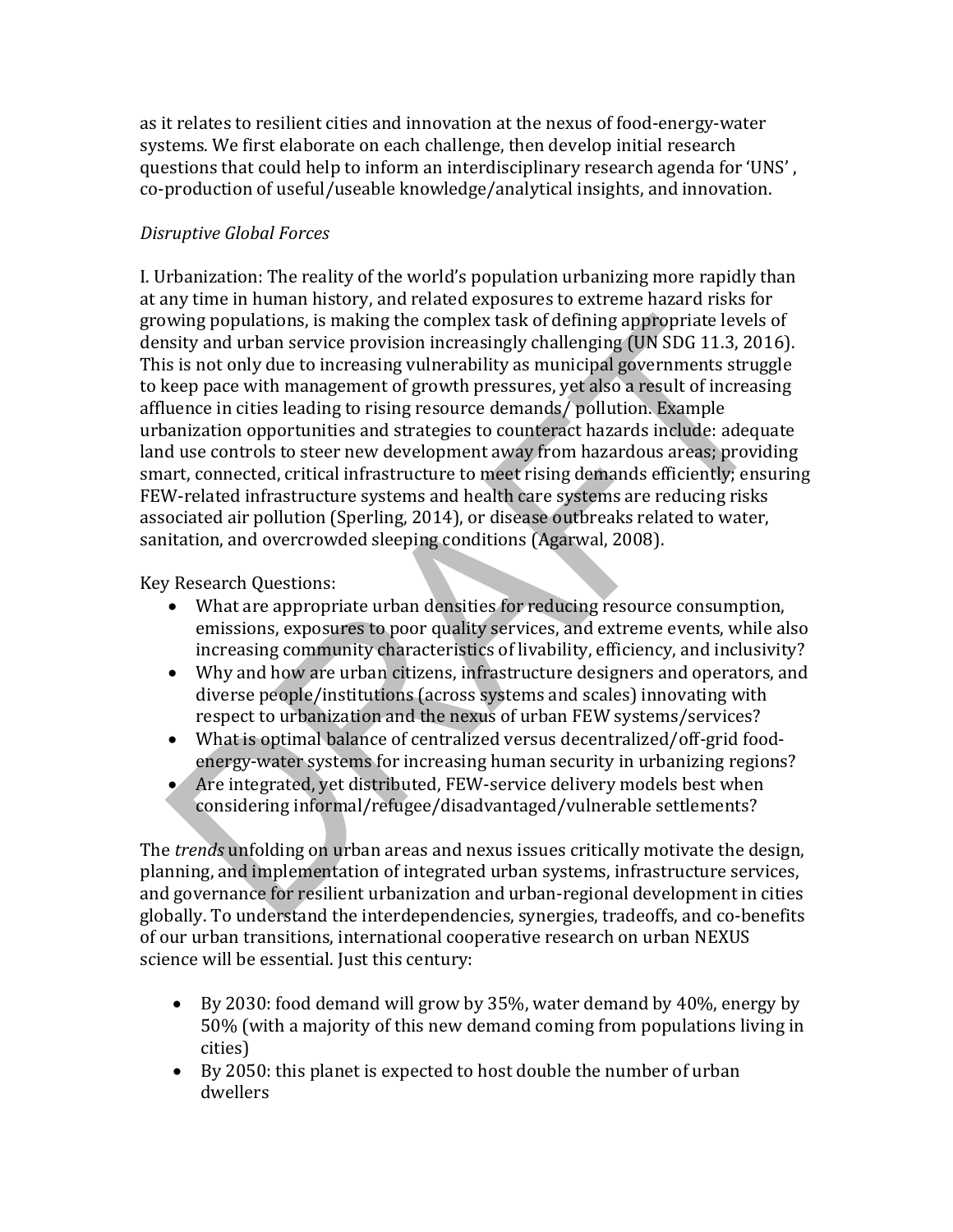as it relates to resilient cities and innovation at the nexus of food-energy-water systems. We first elaborate on each challenge, then develop initial research questions that could help to inform an interdisciplinary research agenda for 'UNS' , co-production of useful/useable knowledge/analytical insights, and innovation.

*Disruptive Global Forces*

I. Urbanization: The reality of the world's population urbanizing more rapidly than at any time in human history, and related exposures to extreme hazard risks for growing populations, is making the complex task of defining appropriate levels of density and urban service provision increasingly challenging (UN SDG 11.3, 2016). This is not only due to increasing vulnerability as municipal governments struggle to keep pace with management of growth pressures, yet also a result of increasing affluence in cities leading to rising resource demands/ pollution. Example urbanization opportunities and strategies to counteract hazards include: adequate land use controls to steer new development away from hazardous areas; providing smart, connected, critical infrastructure to meet rising demands efficiently; ensuring FEW-related infrastructure systems and health care systems are reducing risks associated air pollution (Sperling, 2014), or disease outbreaks related to water, sanitation, and overcrowded sleeping conditions (Agarwal, 2008).

Key Research Questions:

- What are appropriate urban densities for reducing resource consumption, emissions, exposures to poor quality services, and extreme events, while also increasing community characteristics of livability, efficiency, and inclusivity?
- Why and how are urban citizens, infrastructure designers and operators, and diverse people/institutions (across systems and scales) innovating with respect to urbanization and the nexus of urban FEW systems/services?
- What is optimal balance of centralized versus decentralized/off-grid food-energy-water systems for increasing human security in urbanizing regions?
- Are integrated, yet distributed, FEW-service delivery models best when considering informal/refugee/disadvantaged/vulnerable settlements?

The *trends* unfolding on urban areas and nexus issues critically motivate the design, planning, and implementation of integrated urban systems, infrastructure services, and governance for resilient urbanization and urban-regional development in cities globally. To understand the interdependencies, synergies, tradeoffs, and co-benefits of our urban transitions, international cooperative research on urban NEXUS science will be essential. Just this century:

- By 2030: food demand will grow by 35%, water demand by 40%, energy by 50% (with a majority of this new demand coming from populations living in cities)
- By 2050: this planet is expected to host double the number of urban dwellers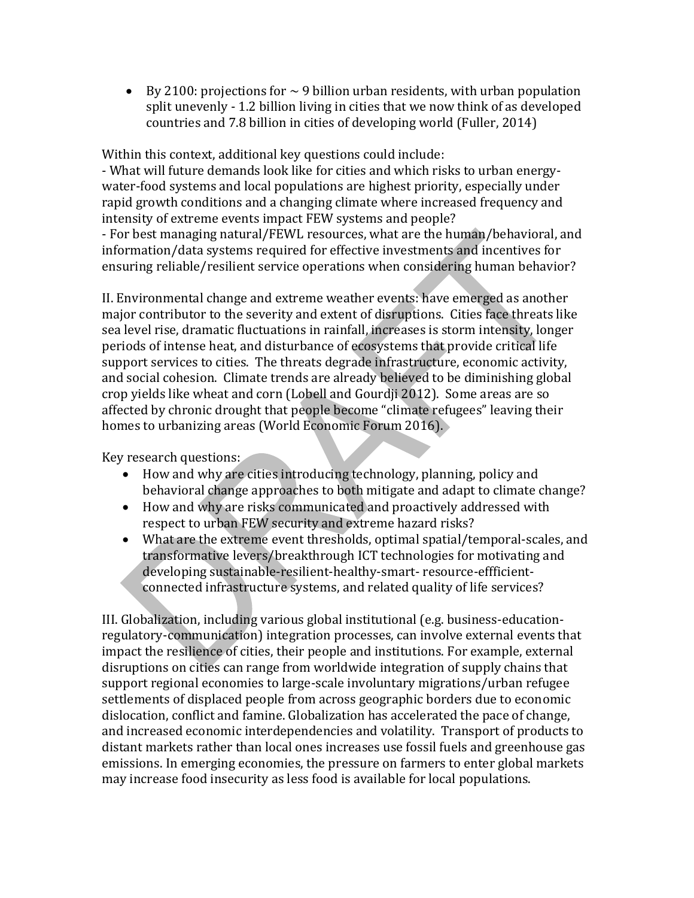- By 2100: projections for ~ 9 billion urban residents, with urban population split unevenly - 1.2 billion living in cities that we now think of as developed countries and 7.8 billion in cities of developing world (Fuller, 2014)

Within this context, additional key questions could include:
- What will future demands look like for cities and which risks to urban energy-water-food systems and local populations are highest priority, especially under rapid growth conditions and a changing climate where increased frequency and intensity of extreme events impact FEW systems and people?
- For best managing natural/FEWL resources, what are the human/behavioral, and information/data systems required for effective investments and incentives for ensuring reliable/resilient service operations when considering human behavior?

II. Environmental change and extreme weather events: have emerged as another major contributor to the severity and extent of disruptions. Cities face threats like sea level rise, dramatic fluctuations in rainfall, increases is storm intensity, longer periods of intense heat, and disturbance of ecosystems that provide critical life support services to cities. The threats degrade infrastructure, economic activity, and social cohesion. Climate trends are already believed to be diminishing global crop yields like wheat and corn (Lobell and Gourdji 2012). Some areas are so affected by chronic drought that people become "climate refugees" leaving their homes to urbanizing areas (World Economic Forum 2016).

Key research questions:

- How and why are cities introducing technology, planning, policy and behavioral change approaches to both mitigate and adapt to climate change?
- How and why are risks communicated and proactively addressed with respect to urban FEW security and extreme hazard risks?
- What are the extreme event thresholds, optimal spatial/temporal-scales, and transformative levers/breakthrough ICT technologies for motivating and developing sustainable-resilient-healthy-smart- resource-effficient-connected infrastructure systems, and related quality of life services?

III. Globalization, including various global institutional (e.g. business-education-regulatory-communication) integration processes, can involve external events that impact the resilience of cities, their people and institutions. For example, external disruptions on cities can range from worldwide integration of supply chains that support regional economies to large-scale involuntary migrations/urban refugee settlements of displaced people from across geographic borders due to economic dislocation, conflict and famine. Globalization has accelerated the pace of change, and increased economic interdependencies and volatility. Transport of products to distant markets rather than local ones increases use fossil fuels and greenhouse gas emissions. In emerging economies, the pressure on farmers to enter global markets may increase food insecurity as less food is available for local populations.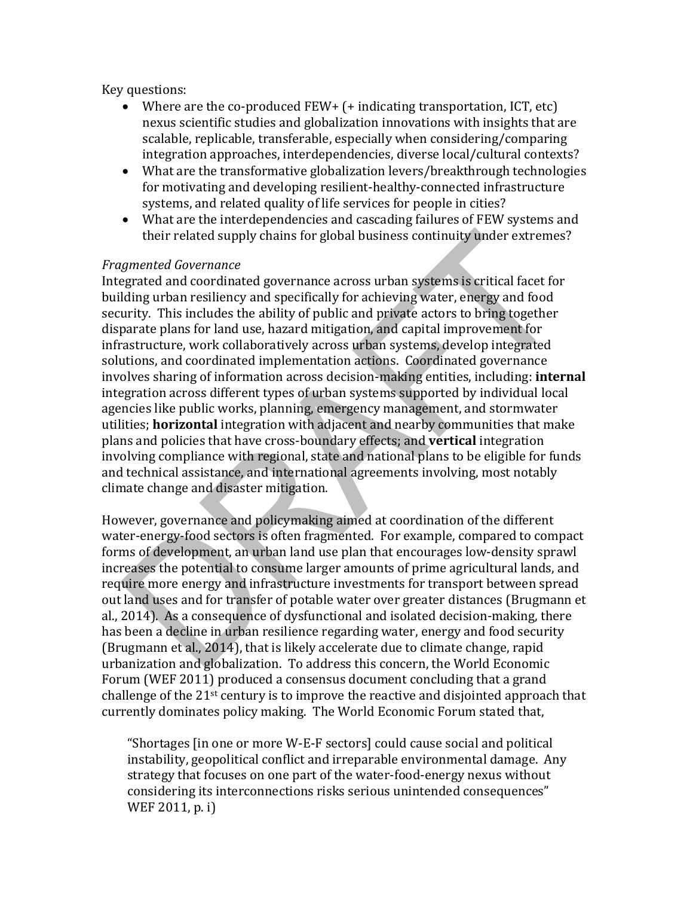Key questions:

- Where are the co-produced FEW+ (+ indicating transportation, ICT, etc) nexus scientific studies and globalization innovations with insights that are scalable, replicable, transferable, especially when considering/comparing integration approaches, interdependencies, diverse local/cultural contexts?
- What are the transformative globalization levers/breakthrough technologies for motivating and developing resilient-healthy-connected infrastructure systems, and related quality of life services for people in cities?
- What are the interdependencies and cascading failures of FEW systems and their related supply chains for global business continuity under extremes?

*Fragmented Governance*

Integrated and coordinated governance across urban systems is critical facet for building urban resiliency and specifically for achieving water, energy and food security. This includes the ability of public and private actors to bring together disparate plans for land use, hazard mitigation, and capital improvement for infrastructure, work collaboratively across urban systems, develop integrated solutions, and coordinated implementation actions. Coordinated governance involves sharing of information across decision-making entities, including: **internal** integration across different types of urban systems supported by individual local agencies like public works, planning, emergency management, and stormwater utilities; **horizontal** integration with adjacent and nearby communities that make plans and policies that have cross-boundary effects; and **vertical** integration involving compliance with regional, state and national plans to be eligible for funds and technical assistance, and international agreements involving, most notably climate change and disaster mitigation.

However, governance and policymaking aimed at coordination of the different water-energy-food sectors is often fragmented. For example, compared to compact forms of development, an urban land use plan that encourages low-density sprawl increases the potential to consume larger amounts of prime agricultural lands, and require more energy and infrastructure investments for transport between spread out land uses and for transfer of potable water over greater distances (Brugmann et al., 2014). As a consequence of dysfunctional and isolated decision-making, there has been a decline in urban resilience regarding water, energy and food security (Brugmann et al., 2014), that is likely accelerate due to climate change, rapid urbanization and globalization. To address this concern, the World Economic Forum (WEF 2011) produced a consensus document concluding that a grand challenge of the 21st century is to improve the reactive and disjointed approach that currently dominates policy making. The World Economic Forum stated that,

> "Shortages [in one or more W-E-F sectors] could cause social and political instability, geopolitical conflict and irreparable environmental damage. Any strategy that focuses on one part of the water-food-energy nexus without considering its interconnections risks serious unintended consequences" WEF 2011, p. i)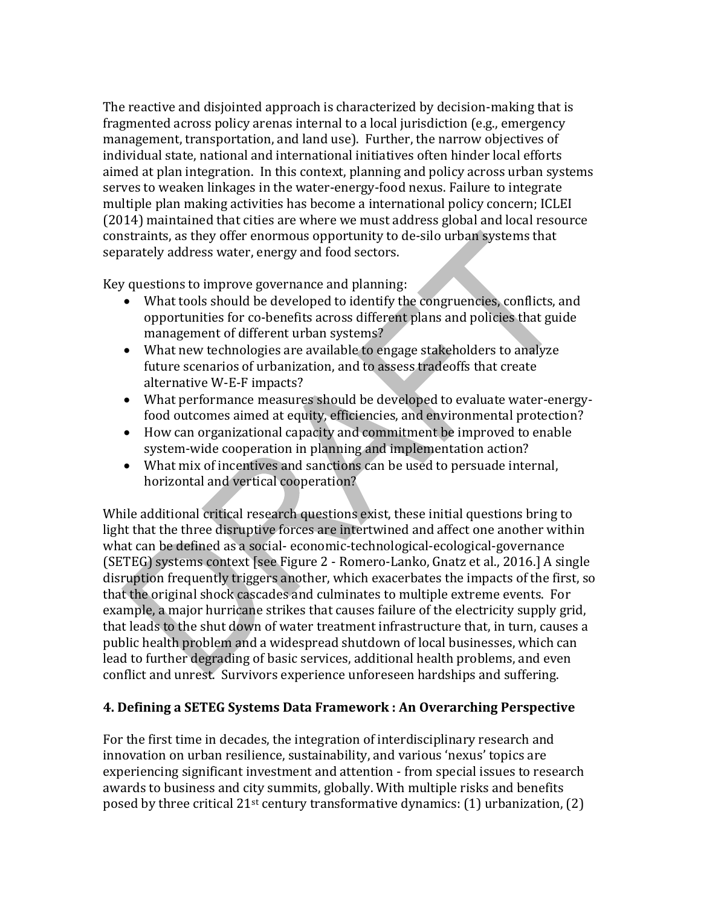The reactive and disjointed approach is characterized by decision-making that is fragmented across policy arenas internal to a local jurisdiction (e.g., emergency management, transportation, and land use). Further, the narrow objectives of individual state, national and international initiatives often hinder local efforts aimed at plan integration. In this context, planning and policy across urban systems serves to weaken linkages in the water-energy-food nexus. Failure to integrate multiple plan making activities has become a international policy concern; ICLEI (2014) maintained that cities are where we must address global and local resource constraints, as they offer enormous opportunity to de-silo urban systems that separately address water, energy and food sectors.

Key questions to improve governance and planning:

- What tools should be developed to identify the congruencies, conflicts, and opportunities for co-benefits across different plans and policies that guide management of different urban systems?
- What new technologies are available to engage stakeholders to analyze future scenarios of urbanization, and to assess tradeoffs that create alternative W-E-F impacts?
- What performance measures should be developed to evaluate water-energy-food outcomes aimed at equity, efficiencies, and environmental protection?
- How can organizational capacity and commitment be improved to enable system-wide cooperation in planning and implementation action?
- What mix of incentives and sanctions can be used to persuade internal, horizontal and vertical cooperation?

While additional critical research questions exist, these initial questions bring to light that the three disruptive forces are intertwined and affect one another within what can be defined as a social- economic-technological-ecological-governance (SETEG) systems context [see Figure 2 - Romero-Lanko, Gnatz et al., 2016.] A single disruption frequently triggers another, which exacerbates the impacts of the first, so that the original shock cascades and culminates to multiple extreme events. For example, a major hurricane strikes that causes failure of the electricity supply grid, that leads to the shut down of water treatment infrastructure that, in turn, causes a public health problem and a widespread shutdown of local businesses, which can lead to further degrading of basic services, additional health problems, and even conflict and unrest. Survivors experience unforeseen hardships and suffering.

## 4. Defining a SETEG Systems Data Framework : An Overarching Perspective

For the first time in decades, the integration of interdisciplinary research and innovation on urban resilience, sustainability, and various 'nexus' topics are experiencing significant investment and attention - from special issues to research awards to business and city summits, globally. With multiple risks and benefits posed by three critical 21st century transformative dynamics: (1) urbanization, (2)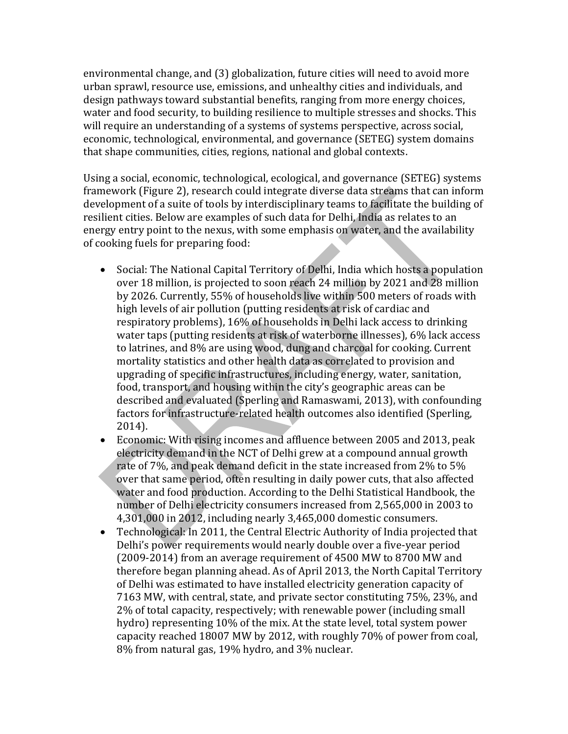environmental change, and (3) globalization, future cities will need to avoid more urban sprawl, resource use, emissions, and unhealthy cities and individuals, and design pathways toward substantial benefits, ranging from more energy choices, water and food security, to building resilience to multiple stresses and shocks. This will require an understanding of a systems of systems perspective, across social, economic, technological, environmental, and governance (SETEG) system domains that shape communities, cities, regions, national and global contexts.

Using a social, economic, technological, ecological, and governance (SETEG) systems framework (Figure 2), research could integrate diverse data streams that can inform development of a suite of tools by interdisciplinary teams to facilitate the building of resilient cities. Below are examples of such data for Delhi, India as relates to an energy entry point to the nexus, with some emphasis on water, and the availability of cooking fuels for preparing food:

- Social: The National Capital Territory of Delhi, India which hosts a population over 18 million, is projected to soon reach 24 million by 2021 and 28 million by 2026. Currently, 55% of households live within 500 meters of roads with high levels of air pollution (putting residents at risk of cardiac and respiratory problems), 16% of households in Delhi lack access to drinking water taps (putting residents at risk of waterborne illnesses), 6% lack access to latrines, and 8% are using wood, dung and charcoal for cooking. Current mortality statistics and other health data as correlated to provision and upgrading of specific infrastructures, including energy, water, sanitation, food, transport, and housing within the city's geographic areas can be described and evaluated (Sperling and Ramaswami, 2013), with confounding factors for infrastructure-related health outcomes also identified (Sperling, 2014).
- Economic: With rising incomes and affluence between 2005 and 2013, peak electricity demand in the NCT of Delhi grew at a compound annual growth rate of 7%, and peak demand deficit in the state increased from 2% to 5% over that same period, often resulting in daily power cuts, that also affected water and food production. According to the Delhi Statistical Handbook, the number of Delhi electricity consumers increased from 2,565,000 in 2003 to 4,301,000 in 2012, including nearly 3,465,000 domestic consumers.
- Technological: In 2011, the Central Electric Authority of India projected that Delhi's power requirements would nearly double over a five-year period (2009-2014) from an average requirement of 4500 MW to 8700 MW and therefore began planning ahead. As of April 2013, the North Capital Territory of Delhi was estimated to have installed electricity generation capacity of 7163 MW, with central, state, and private sector constituting 75%, 23%, and 2% of total capacity, respectively; with renewable power (including small hydro) representing 10% of the mix. At the state level, total system power capacity reached 18007 MW by 2012, with roughly 70% of power from coal, 8% from natural gas, 19% hydro, and 3% nuclear.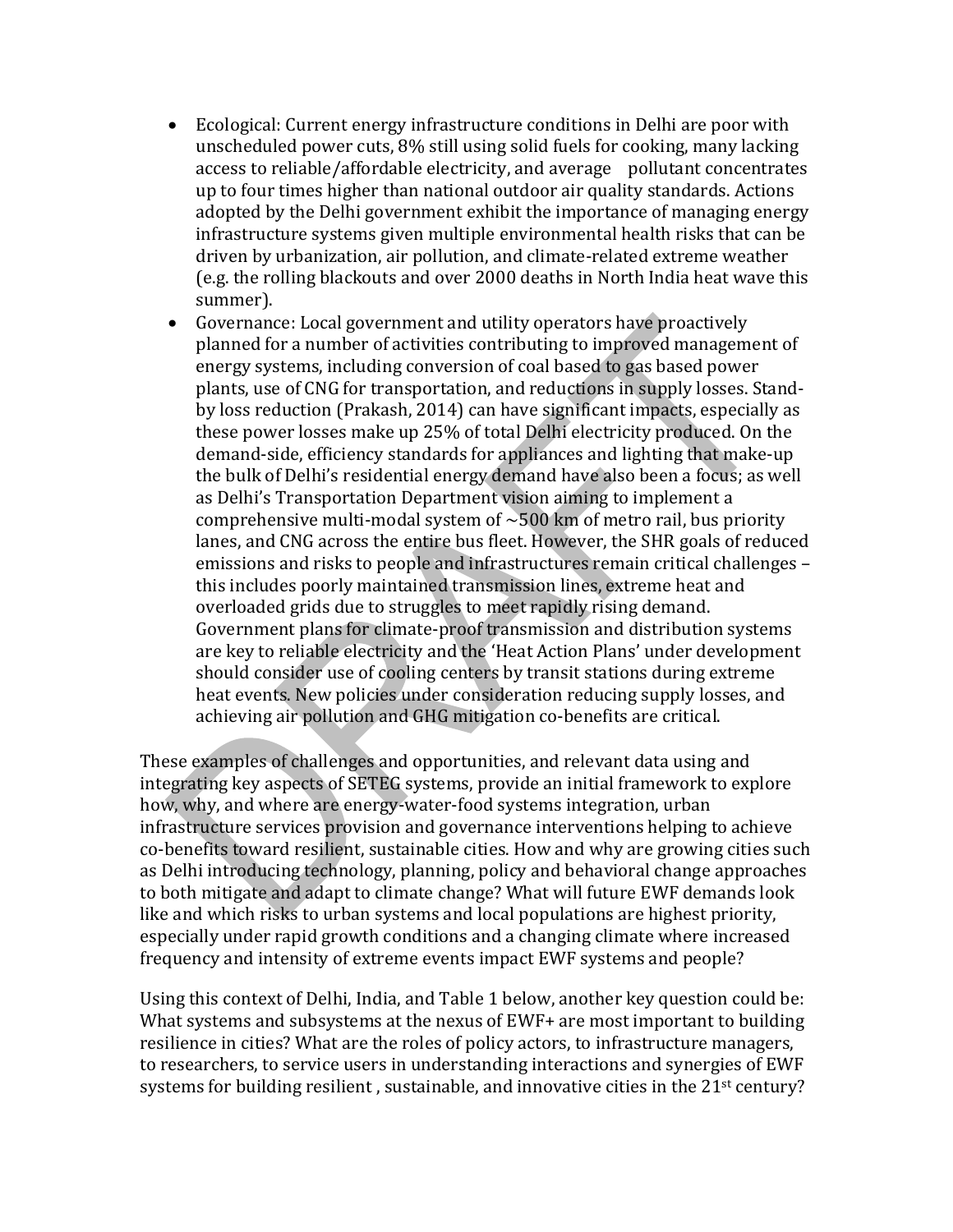- Ecological: Current energy infrastructure conditions in Delhi are poor with unscheduled power cuts, 8% still using solid fuels for cooking, many lacking access to reliable/affordable electricity, and average pollutant concentrates up to four times higher than national outdoor air quality standards. Actions adopted by the Delhi government exhibit the importance of managing energy infrastructure systems given multiple environmental health risks that can be driven by urbanization, air pollution, and climate-related extreme weather (e.g. the rolling blackouts and over 2000 deaths in North India heat wave this summer).
- Governance: Local government and utility operators have proactively planned for a number of activities contributing to improved management of energy systems, including conversion of coal based to gas based power plants, use of CNG for transportation, and reductions in supply losses. Stand-by loss reduction (Prakash, 2014) can have significant impacts, especially as these power losses make up 25% of total Delhi electricity produced. On the demand-side, efficiency standards for appliances and lighting that make-up the bulk of Delhi's residential energy demand have also been a focus; as well as Delhi's Transportation Department vision aiming to implement a comprehensive multi-modal system of ~500 km of metro rail, bus priority lanes, and CNG across the entire bus fleet. However, the SHR goals of reduced emissions and risks to people and infrastructures remain critical challenges – this includes poorly maintained transmission lines, extreme heat and overloaded grids due to struggles to meet rapidly rising demand. Government plans for climate-proof transmission and distribution systems are key to reliable electricity and the 'Heat Action Plans' under development should consider use of cooling centers by transit stations during extreme heat events. New policies under consideration reducing supply losses, and achieving air pollution and GHG mitigation co-benefits are critical.

These examples of challenges and opportunities, and relevant data using and integrating key aspects of SETEG systems, provide an initial framework to explore how, why, and where are energy-water-food systems integration, urban infrastructure services provision and governance interventions helping to achieve co-benefits toward resilient, sustainable cities. How and why are growing cities such as Delhi introducing technology, planning, policy and behavioral change approaches to both mitigate and adapt to climate change? What will future EWF demands look like and which risks to urban systems and local populations are highest priority, especially under rapid growth conditions and a changing climate where increased frequency and intensity of extreme events impact EWF systems and people?

Using this context of Delhi, India, and Table 1 below, another key question could be: What systems and subsystems at the nexus of EWF+ are most important to building resilience in cities? What are the roles of policy actors, to infrastructure managers, to researchers, to service users in understanding interactions and synergies of EWF systems for building resilient , sustainable, and innovative cities in the 21st century?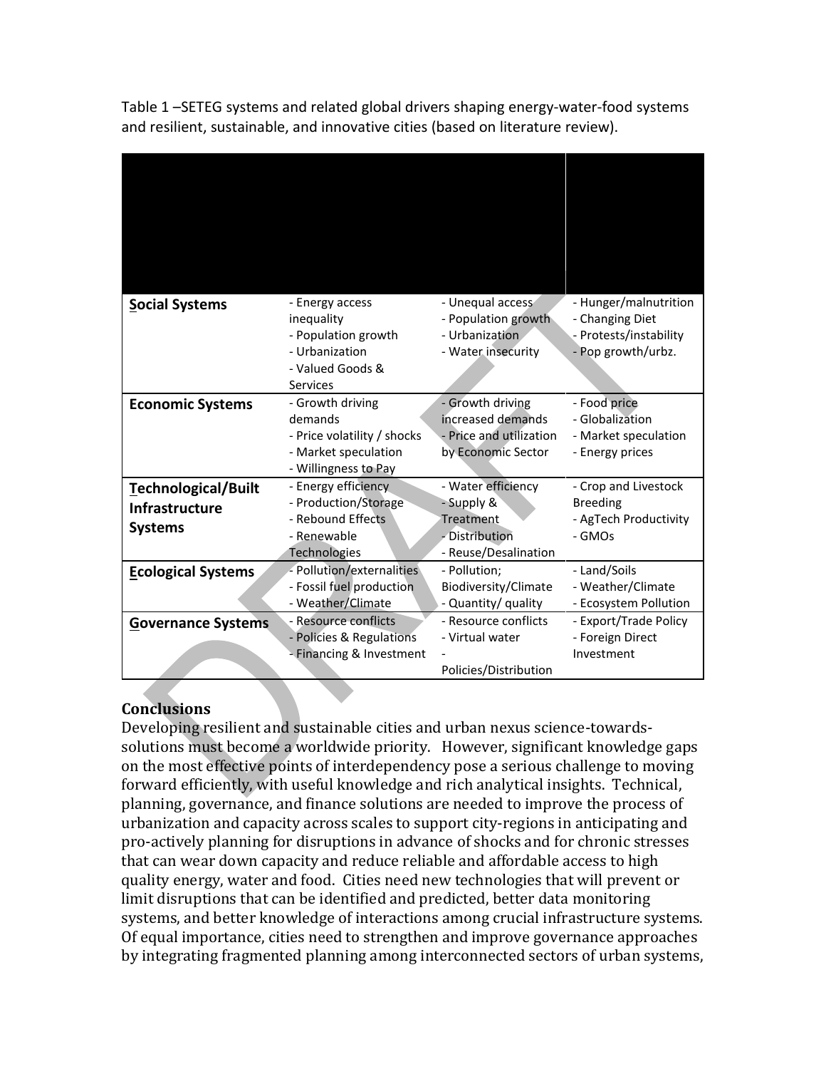Table 1 –SETEG systems and related global drivers shaping energy-water-food systems and resilient, sustainable, and innovative cities (based on literature review).

| | | | |
|---|---|---|---|
| **<u>S</u>ocial Systems** | - Energy access inequality<br>- Population growth<br>- Urbanization<br>- Valued Goods & Services | - Unequal access<br>- Population growth<br>- Urbanization<br>- Water insecurity | - Hunger/malnutrition<br>- Changing Diet<br>- Protests/instability<br>- Pop growth/urbz. |
| **<u>E</u>conomic Systems** | - Growth driving demands<br>- Price volatility / shocks<br>- Market speculation<br>- Willingness to Pay | - Growth driving increased demands<br>- Price and utilization by Economic Sector | - Food price<br>- Globalization<br>- Market speculation<br>- Energy prices |
| **<u>T</u>echnological/Built Infrastructure Systems** | - Energy efficiency<br>- Production/Storage<br>- Rebound Effects<br>- Renewable Technologies | - Water efficiency<br>- Supply & Treatment<br>- Distribution<br>- Reuse/Desalination | - Crop and Livestock Breeding<br>- AgTech Productivity<br>- GMOs |
| **<u>E</u>cological Systems** | - Pollution/externalities<br>- Fossil fuel production<br>- Weather/Climate | - Pollution; Biodiversity/Climate<br>- Quantity/ quality | - Land/Soils<br>- Weather/Climate<br>- Ecosystem Pollution |
| **<u>G</u>overnance Systems** | - Resource conflicts<br>- Policies & Regulations<br>- Financing & Investment | - Resource conflicts<br>- Virtual water<br>- Policies/Distribution | - Export/Trade Policy<br>- Foreign Direct Investment |

## Conclusions

Developing resilient and sustainable cities and urban nexus science-towards-solutions must become a worldwide priority. However, significant knowledge gaps on the most effective points of interdependency pose a serious challenge to moving forward efficiently, with useful knowledge and rich analytical insights. Technical, planning, governance, and finance solutions are needed to improve the process of urbanization and capacity across scales to support city-regions in anticipating and pro-actively planning for disruptions in advance of shocks and for chronic stresses that can wear down capacity and reduce reliable and affordable access to high quality energy, water and food. Cities need new technologies that will prevent or limit disruptions that can be identified and predicted, better data monitoring systems, and better knowledge of interactions among crucial infrastructure systems. Of equal importance, cities need to strengthen and improve governance approaches by integrating fragmented planning among interconnected sectors of urban systems,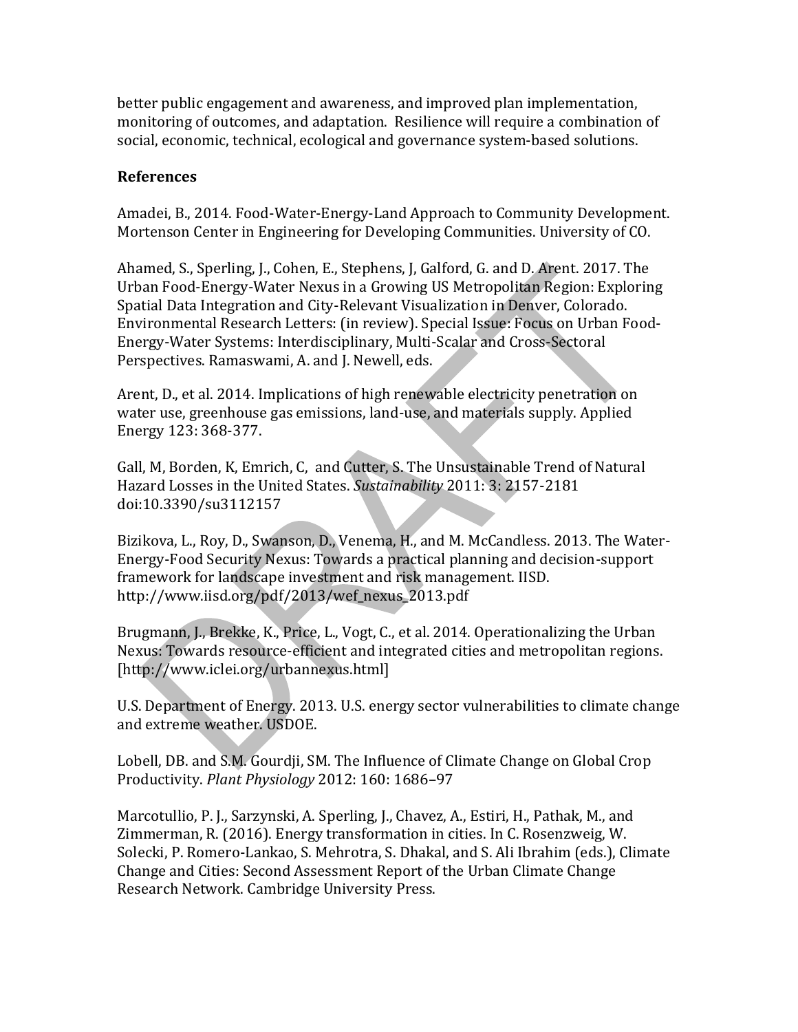better public engagement and awareness, and improved plan implementation, monitoring of outcomes, and adaptation. Resilience will require a combination of social, economic, technical, ecological and governance system-based solutions.

## References

Amadei, B., 2014. Food-Water-Energy-Land Approach to Community Development. Mortenson Center in Engineering for Developing Communities. University of CO.

Ahamed, S., Sperling, J., Cohen, E., Stephens, J, Galford, G. and D. Arent. 2017. The Urban Food-Energy-Water Nexus in a Growing US Metropolitan Region: Exploring Spatial Data Integration and City-Relevant Visualization in Denver, Colorado. Environmental Research Letters: (in review). Special Issue: Focus on Urban Food-Energy-Water Systems: Interdisciplinary, Multi-Scalar and Cross-Sectoral Perspectives. Ramaswami, A. and J. Newell, eds.

Arent, D., et al. 2014. Implications of high renewable electricity penetration on water use, greenhouse gas emissions, land-use, and materials supply. Applied Energy 123: 368-377.

Gall, M, Borden, K, Emrich, C, and Cutter, S. The Unsustainable Trend of Natural Hazard Losses in the United States. *Sustainability* 2011: 3: 2157-2181 doi:10.3390/su3112157

Bizikova, L., Roy, D., Swanson, D., Venema, H., and M. McCandless. 2013. The Water-Energy-Food Security Nexus: Towards a practical planning and decision-support framework for landscape investment and risk management. IISD. http://www.iisd.org/pdf/2013/wef_nexus_2013.pdf

Brugmann, J., Brekke, K., Price, L., Vogt, C., et al. 2014. Operationalizing the Urban Nexus: Towards resource-efficient and integrated cities and metropolitan regions. [http://www.iclei.org/urbannexus.html]

U.S. Department of Energy. 2013. U.S. energy sector vulnerabilities to climate change and extreme weather. USDOE.

Lobell, DB. and S.M. Gourdji, SM. The Influence of Climate Change on Global Crop Productivity. *Plant Physiology* 2012: 160: 1686–97

Marcotullio, P. J., Sarzynski, A. Sperling, J., Chavez, A., Estiri, H., Pathak, M., and Zimmerman, R. (2016). Energy transformation in cities. In C. Rosenzweig, W. Solecki, P. Romero-Lankao, S. Mehrotra, S. Dhakal, and S. Ali Ibrahim (eds.), Climate Change and Cities: Second Assessment Report of the Urban Climate Change Research Network. Cambridge University Press.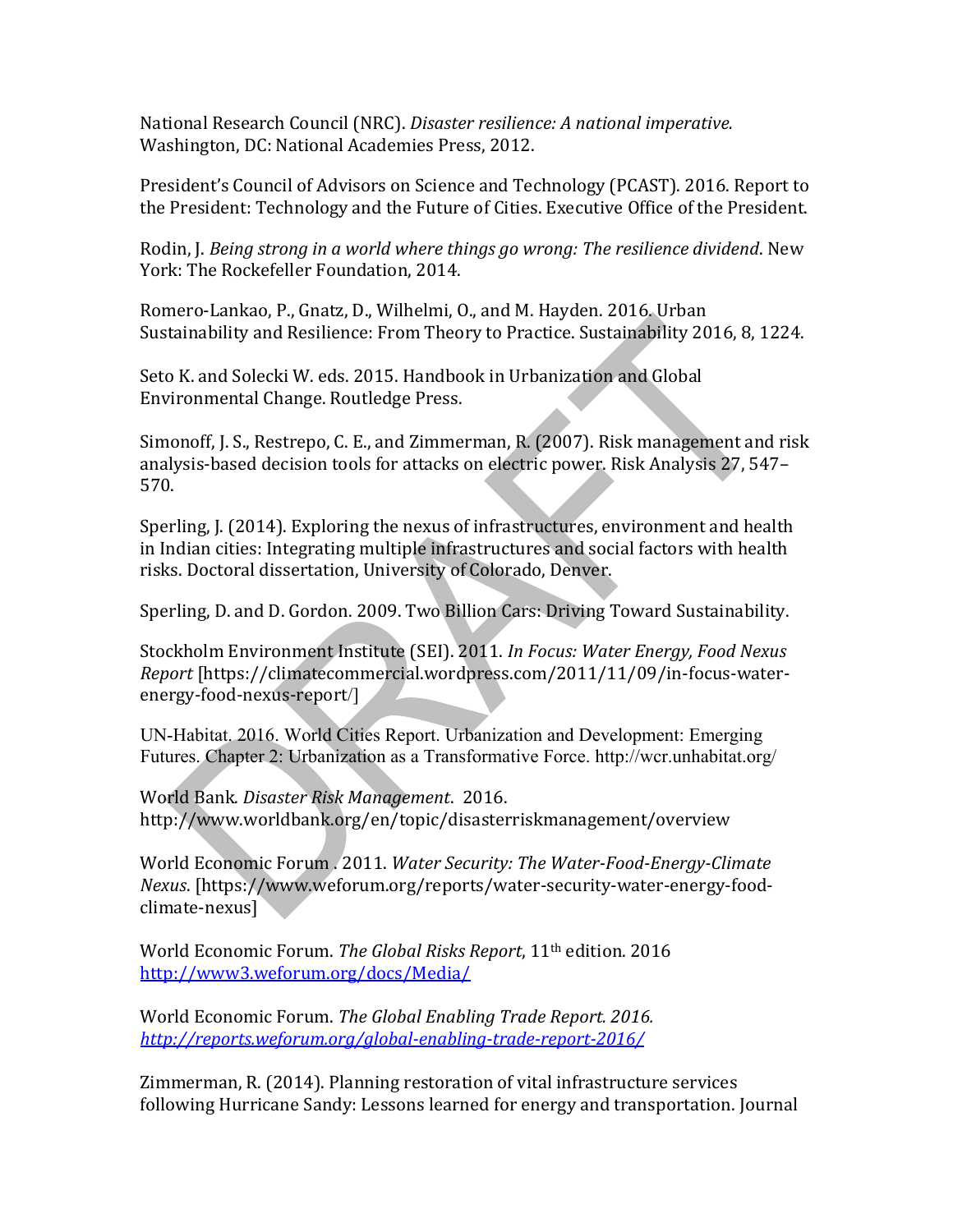National Research Council (NRC). *Disaster resilience: A national imperative.* Washington, DC: National Academies Press, 2012.

President's Council of Advisors on Science and Technology (PCAST). 2016. Report to the President: Technology and the Future of Cities. Executive Office of the President.

Rodin, J. *Being strong in a world where things go wrong: The resilience dividend*. New York: The Rockefeller Foundation, 2014.

Romero-Lankao, P., Gnatz, D., Wilhelmi, O., and M. Hayden. 2016. Urban Sustainability and Resilience: From Theory to Practice. Sustainability 2016, 8, 1224.

Seto K. and Solecki W. eds. 2015. Handbook in Urbanization and Global Environmental Change. Routledge Press.

Simonoff, J. S., Restrepo, C. E., and Zimmerman, R. (2007). Risk management and risk analysis-based decision tools for attacks on electric power. Risk Analysis 27, 547–570.

Sperling, J. (2014). Exploring the nexus of infrastructures, environment and health in Indian cities: Integrating multiple infrastructures and social factors with health risks. Doctoral dissertation, University of Colorado, Denver.

Sperling, D. and D. Gordon. 2009. Two Billion Cars: Driving Toward Sustainability.

Stockholm Environment Institute (SEI). 2011. *In Focus: Water Energy, Food Nexus Report* [https://climatecommercial.wordpress.com/2011/11/09/in-focus-water-energy-food-nexus-report/]

UN-Habitat. 2016. World Cities Report. Urbanization and Development: Emerging Futures. Chapter 2: Urbanization as a Transformative Force. http://wcr.unhabitat.org/

World Bank. *Disaster Risk Management*. 2016. http://www.worldbank.org/en/topic/disasterriskmanagement/overview

World Economic Forum . 2011. *Water Security: The Water-Food-Energy-Climate Nexus*. [https://www.weforum.org/reports/water-security-water-energy-food-climate-nexus]

World Economic Forum. *The Global Risks Report*, 11th edition. 2016 http://www3.weforum.org/docs/Media/

World Economic Forum. *The Global Enabling Trade Report. 2016. http://reports.weforum.org/global-enabling-trade-report-2016/*

Zimmerman, R. (2014). Planning restoration of vital infrastructure services following Hurricane Sandy: Lessons learned for energy and transportation. Journal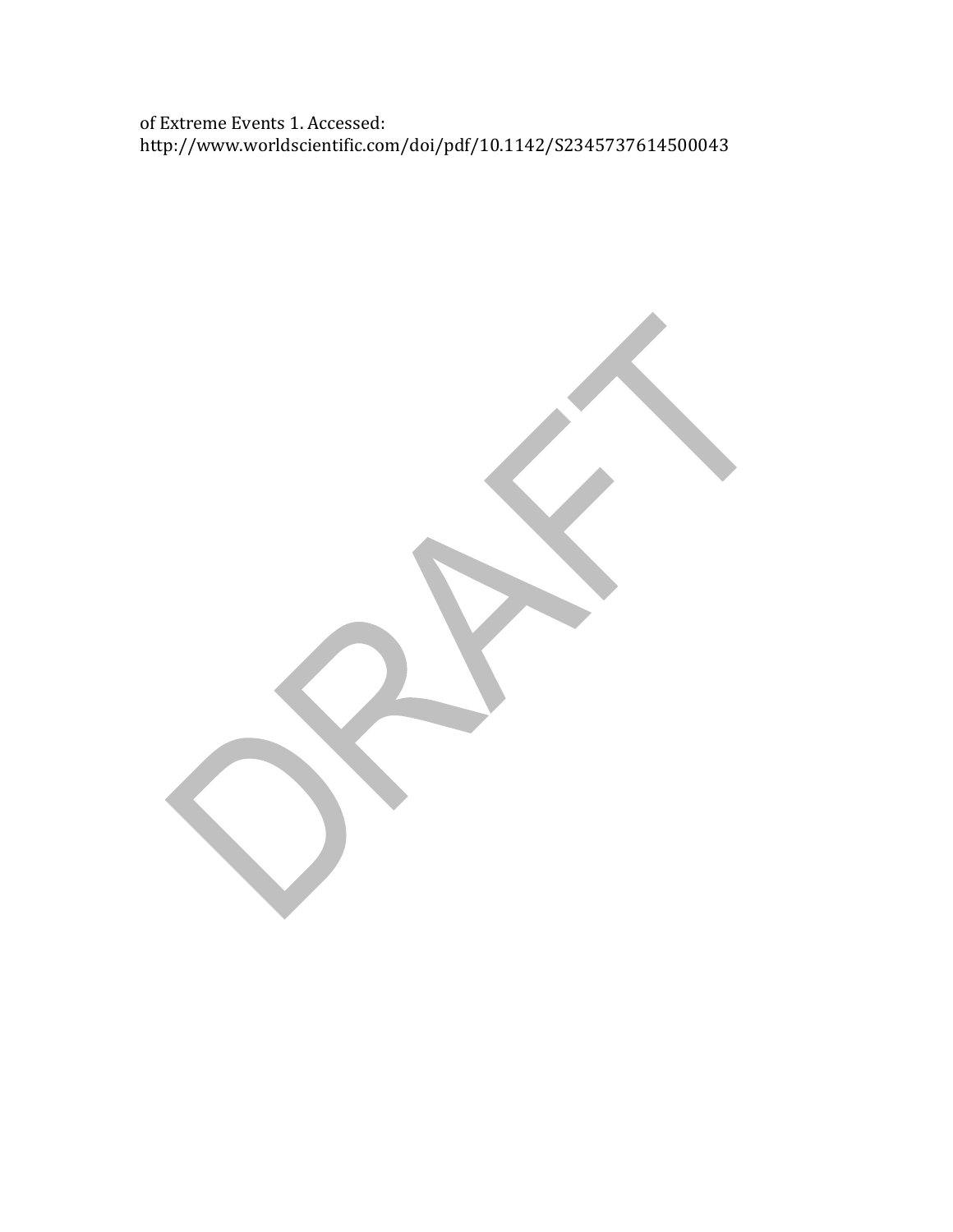of Extreme Events 1. Accessed: http://www.worldscientific.com/doi/pdf/10.1142/S2345737614500043